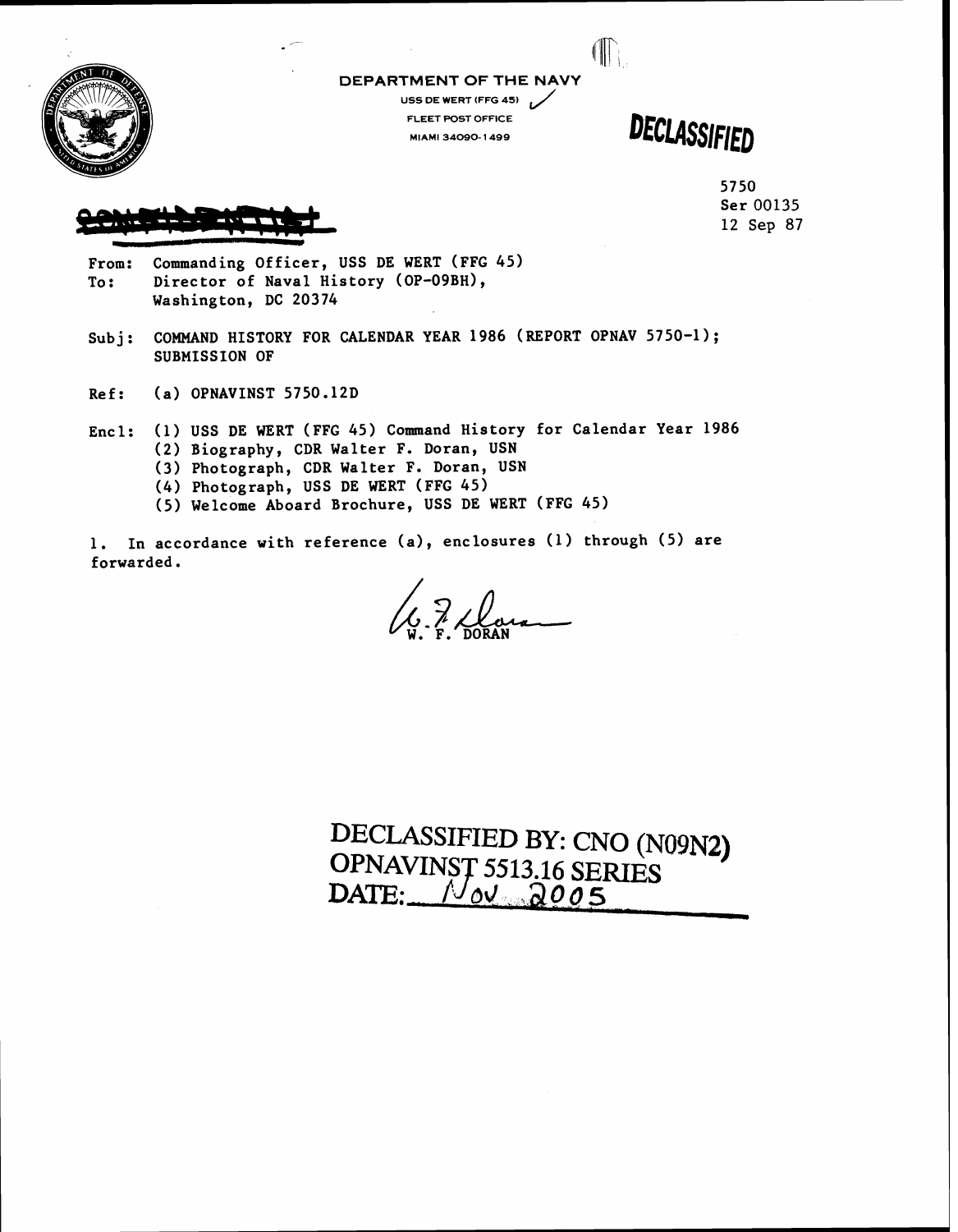DEPARTMENT OF THE NAVY
USS DE WERT (FFG 45)
FLEET POST OFFICE
MIAMI 34090-1499

**DECLASSIFIED**

~~CONFIDENTIAL~~

5750
Ser 00135
12 Sep 87

From: Commanding Officer, USS DE WERT (FFG 45)
To: Director of Naval History (OP-09BH), Washington, DC 20374

Subj: COMMAND HISTORY FOR CALENDAR YEAR 1986 (REPORT OPNAV 5750-1); SUBMISSION OF

Ref: (a) OPNAVINST 5750.12D

Encl: (1) USS DE WERT (FFG 45) Command History for Calendar Year 1986
(2) Biography, CDR Walter F. Doran, USN
(3) Photograph, CDR Walter F. Doran, USN
(4) Photograph, USS DE WERT (FFG 45)
(5) Welcome Aboard Brochure, USS DE WERT (FFG 45)

1. In accordance with reference (a), enclosures (1) through (5) are forwarded.

W. F. DORAN

DECLASSIFIED BY: CNO (N09N2)
OPNAVINST 5513.16 SERIES
DATE: Nov 2005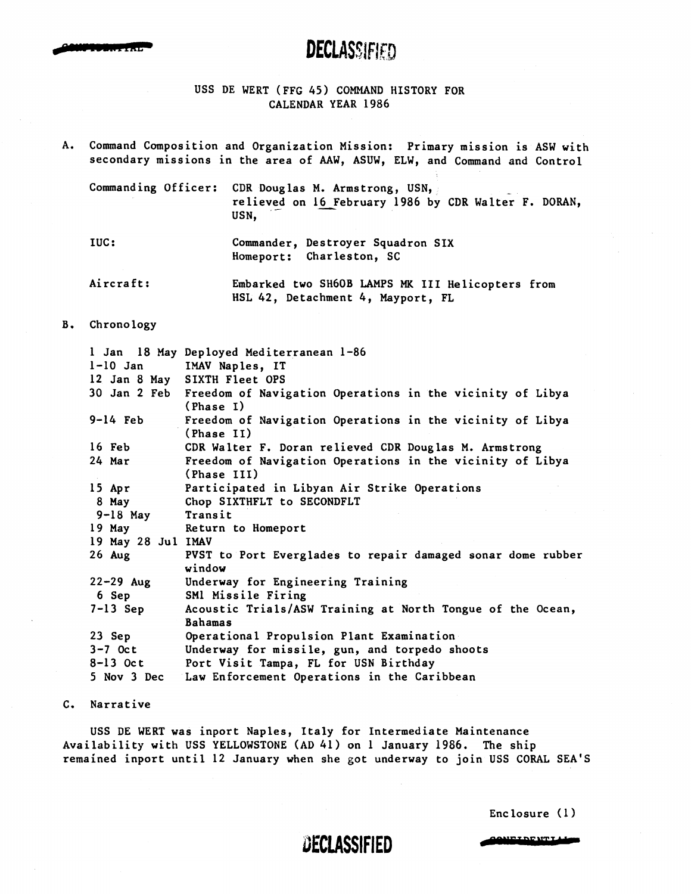DECLASSIFIED

USS DE WERT (FFG 45) COMMAND HISTORY FOR
CALENDAR YEAR 1986

A. Command Composition and Organization Mission: Primary mission is ASW with secondary missions in the area of AAW, ASUW, ELW, and Command and Control

| | |
|---|---|
| Commanding Officer: | CDR Douglas M. Armstrong, USN, relieved on 16 February 1986 by CDR Walter F. DORAN, USN, |
| IUC: | Commander, Destroyer Squadron SIX<br>Homeport: Charleston, SC |
| Aircraft: | Embarked two SH60B LAMPS MK III Helicopters from HSL 42, Detachment 4, Mayport, FL |

B. Chronology

| | |
|---|---|
| 1 Jan 18 May | Deployed Mediterranean 1-86 |
| 1-10 Jan | IMAV Naples, IT |
| 12 Jan 8 May | SIXTH Fleet OPS |
| 30 Jan 2 Feb | Freedom of Navigation Operations in the vicinity of Libya (Phase I) |
| 9-14 Feb | Freedom of Navigation Operations in the vicinity of Libya (Phase II) |
| 16 Feb | CDR Walter F. Doran relieved CDR Douglas M. Armstrong |
| 24 Mar | Freedom of Navigation Operations in the vicinity of Libya (Phase III) |
| 15 Apr | Participated in Libyan Air Strike Operations |
| 8 May | Chop SIXTHFLT to SECONDFLT |
| 9-18 May | Transit |
| 19 May | Return to Homeport |
| 19 May 28 Jul | IMAV |
| 26 Aug | PVST to Port Everglades to repair damaged sonar dome rubber window |
| 22-29 Aug | Underway for Engineering Training |
| 6 Sep | SM1 Missile Firing |
| 7-13 Sep | Acoustic Trials/ASW Training at North Tongue of the Ocean, Bahamas |
| 23 Sep | Operational Propulsion Plant Examination |
| 3-7 Oct | Underway for missile, gun, and torpedo shoots |
| 8-13 Oct | Port Visit Tampa, FL for USN Birthday |
| 5 Nov 3 Dec | Law Enforcement Operations in the Caribbean |

C. Narrative

USS DE WERT was inport Naples, Italy for Intermediate Maintenance Availability with USS YELLOWSTONE (AD 41) on 1 January 1986. The ship remained inport until 12 January when she got underway to join USS CORAL SEA'S

Enclosure (1)

DECLASSIFIED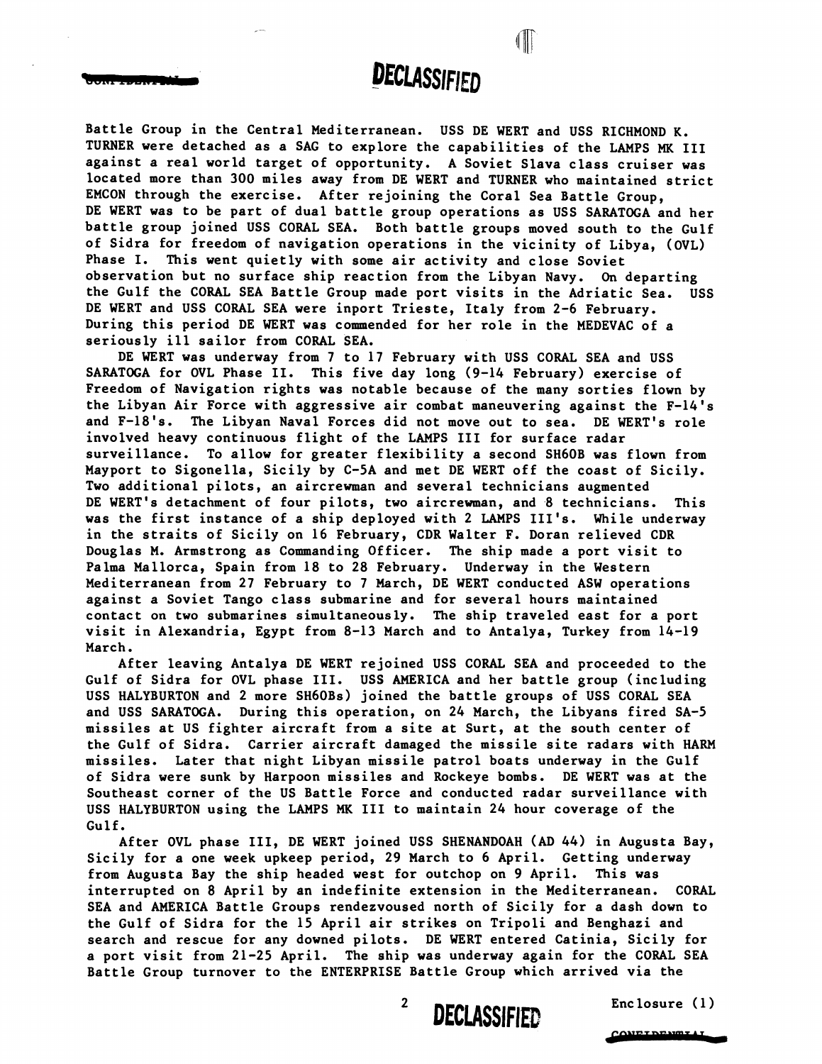Battle Group in the Central Mediterranean. USS DE WERT and USS RICHMOND K. TURNER were detached as a SAG to explore the capabilities of the LAMPS MK III against a real world target of opportunity. A Soviet Slava class cruiser was located more than 300 miles away from DE WERT and TURNER who maintained strict EMCON through the exercise. After rejoining the Coral Sea Battle Group, DE WERT was to be part of dual battle group operations as USS SARATOGA and her battle group joined USS CORAL SEA. Both battle groups moved south to the Gulf of Sidra for freedom of navigation operations in the vicinity of Libya, (OVL) Phase I. This went quietly with some air activity and close Soviet observation but no surface ship reaction from the Libyan Navy. On departing the Gulf the CORAL SEA Battle Group made port visits in the Adriatic Sea. USS DE WERT and USS CORAL SEA were inport Trieste, Italy from 2-6 February. During this period DE WERT was commended for her role in the MEDEVAC of a seriously ill sailor from CORAL SEA.

DE WERT was underway from 7 to 17 February with USS CORAL SEA and USS SARATOGA for OVL Phase II. This five day long (9-14 February) exercise of Freedom of Navigation rights was notable because of the many sorties flown by the Libyan Air Force with aggressive air combat maneuvering against the F-14's and F-18's. The Libyan Naval Forces did not move out to sea. DE WERT's role involved heavy continuous flight of the LAMPS III for surface radar surveillance. To allow for greater flexibility a second SH60B was flown from Mayport to Sigonella, Sicily by C-5A and met DE WERT off the coast of Sicily. Two additional pilots, an aircrewman and several technicians augmented DE WERT's detachment of four pilots, two aircrewman, and 8 technicians. This was the first instance of a ship deployed with 2 LAMPS III's. While underway in the straits of Sicily on 16 February, CDR Walter F. Doran relieved CDR Douglas M. Armstrong as Commanding Officer. The ship made a port visit to Palma Mallorca, Spain from 18 to 28 February. Underway in the Western Mediterranean from 27 February to 7 March, DE WERT conducted ASW operations against a Soviet Tango class submarine and for several hours maintained contact on two submarines simultaneously. The ship traveled east for a port visit in Alexandria, Egypt from 8-13 March and to Antalya, Turkey from 14-19 March.

After leaving Antalya DE WERT rejoined USS CORAL SEA and proceeded to the Gulf of Sidra for OVL phase III. USS AMERICA and her battle group (including USS HALYBURTON and 2 more SH60Bs) joined the battle groups of USS CORAL SEA and USS SARATOGA. During this operation, on 24 March, the Libyans fired SA-5 missiles at US fighter aircraft from a site at Surt, at the south center of the Gulf of Sidra. Carrier aircraft damaged the missile site radars with HARM missiles. Later that night Libyan missile patrol boats underway in the Gulf of Sidra were sunk by Harpoon missiles and Rockeye bombs. DE WERT was at the Southeast corner of the US Battle Force and conducted radar surveillance with USS HALYBURTON using the LAMPS MK III to maintain 24 hour coverage of the Gulf.

After OVL phase III, DE WERT joined USS SHENANDOAH (AD 44) in Augusta Bay, Sicily for a one week upkeep period, 29 March to 6 April. Getting underway from Augusta Bay the ship headed west for outchop on 9 April. This was interrupted on 8 April by an indefinite extension in the Mediterranean. CORAL SEA and AMERICA Battle Groups rendezvoused north of Sicily for a dash down to the Gulf of Sidra for the 15 April air strikes on Tripoli and Benghazi and search and rescue for any downed pilots. DE WERT entered Catinia, Sicily for a port visit from 21-25 April. The ship was underway again for the CORAL SEA Battle Group turnover to the ENTERPRISE Battle Group which arrived via the

Enclosure (1)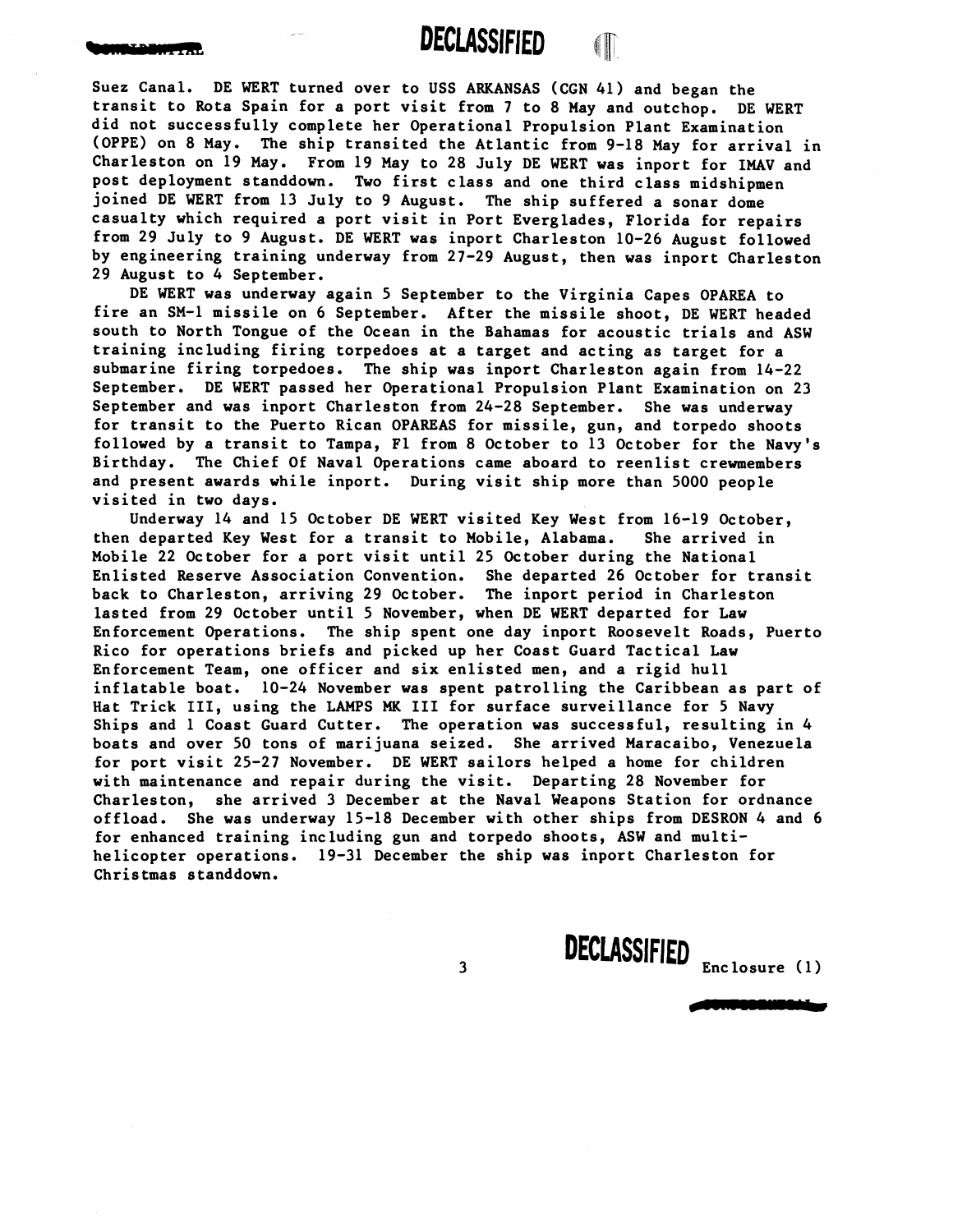Suez Canal. DE WERT turned over to USS ARKANSAS (CGN 41) and began the transit to Rota Spain for a port visit from 7 to 8 May and outchop. DE WERT did not successfully complete her Operational Propulsion Plant Examination (OPPE) on 8 May. The ship transited the Atlantic from 9-18 May for arrival in Charleston on 19 May. From 19 May to 28 July DE WERT was inport for IMAV and post deployment standdown. Two first class and one third class midshipmen joined DE WERT from 13 July to 9 August. The ship suffered a sonar dome casualty which required a port visit in Port Everglades, Florida for repairs from 29 July to 9 August. DE WERT was inport Charleston 10-26 August followed by engineering training underway from 27-29 August, then was inport Charleston 29 August to 4 September.

DE WERT was underway again 5 September to the Virginia Capes OPAREA to fire an SM-1 missile on 6 September. After the missile shoot, DE WERT headed south to North Tongue of the Ocean in the Bahamas for acoustic trials and ASW training including firing torpedoes at a target and acting as target for a submarine firing torpedoes. The ship was inport Charleston again from 14-22 September. DE WERT passed her Operational Propulsion Plant Examination on 23 September and was inport Charleston from 24-28 September. She was underway for transit to the Puerto Rican OPAREAS for missile, gun, and torpedo shoots followed by a transit to Tampa, Fl from 8 October to 13 October for the Navy's Birthday. The Chief Of Naval Operations came aboard to reenlist crewmembers and present awards while inport. During visit ship more than 5000 people visited in two days.

Underway 14 and 15 October DE WERT visited Key West from 16-19 October, then departed Key West for a transit to Mobile, Alabama. She arrived in Mobile 22 October for a port visit until 25 October during the National Enlisted Reserve Association Convention. She departed 26 October for transit back to Charleston, arriving 29 October. The inport period in Charleston lasted from 29 October until 5 November, when DE WERT departed for Law Enforcement Operations. The ship spent one day inport Roosevelt Roads, Puerto Rico for operations briefs and picked up her Coast Guard Tactical Law Enforcement Team, one officer and six enlisted men, and a rigid hull inflatable boat. 10-24 November was spent patrolling the Caribbean as part of Hat Trick III, using the LAMPS MK III for surface surveillance for 5 Navy Ships and 1 Coast Guard Cutter. The operation was successful, resulting in 4 boats and over 50 tons of marijuana seized. She arrived Maracaibo, Venezuela for port visit 25-27 November. DE WERT sailors helped a home for children with maintenance and repair during the visit. Departing 28 November for Charleston, she arrived 3 December at the Naval Weapons Station for ordnance offload. She was underway 15-18 December with other ships from DESRON 4 and 6 for enhanced training including gun and torpedo shoots, ASW and multi-helicopter operations. 19-31 December the ship was inport Charleston for Christmas standdown.

Enclosure (1)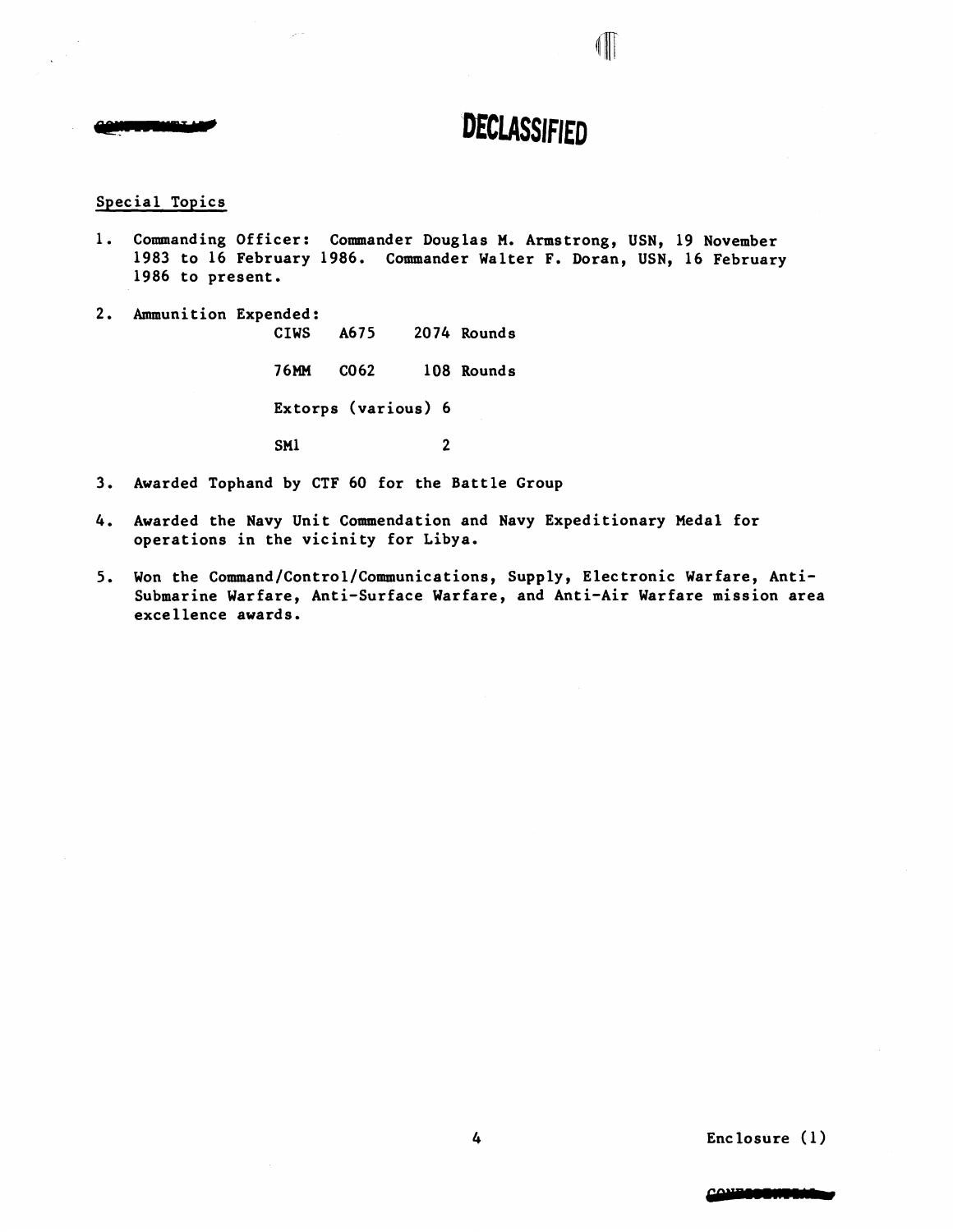DECLASSIFIED

Special Topics

1. Commanding Officer: Commander Douglas M. Armstrong, USN, 19 November 1983 to 16 February 1986. Commander Walter F. Doran, USN, 16 February 1986 to present.

2. Ammunition Expended:

| | | |
|---|---|---|
| CIWS | A675 | 2074 Rounds |
| 76MM | C062 | 108 Rounds |
| Extorps (various) | | 6 |
| SM1 | | 2 |

3. Awarded Tophand by CTF 60 for the Battle Group

4. Awarded the Navy Unit Commendation and Navy Expeditionary Medal for operations in the vicinity for Libya.

5. Won the Command/Control/Communications, Supply, Electronic Warfare, Anti-Submarine Warfare, Anti-Surface Warfare, and Anti-Air Warfare mission area excellence awards.

Enclosure (1)